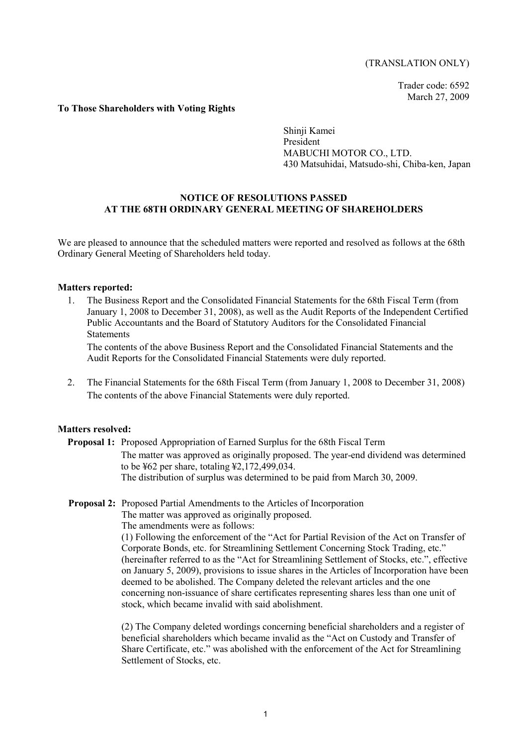(TRANSLATION ONLY)

Trader code: 6592
March 27, 2009

**To Those Shareholders with Voting Rights**

Shinji Kamei
President
MABUCHI MOTOR CO., LTD.
430 Matsuhidai, Matsudo-shi, Chiba-ken, Japan

# NOTICE OF RESOLUTIONS PASSED AT THE 68TH ORDINARY GENERAL MEETING OF SHAREHOLDERS

We are pleased to announce that the scheduled matters were reported and resolved as follows at the 68th Ordinary General Meeting of Shareholders held today.

**Matters reported:**

1. The Business Report and the Consolidated Financial Statements for the 68th Fiscal Term (from January 1, 2008 to December 31, 2008), as well as the Audit Reports of the Independent Certified Public Accountants and the Board of Statutory Auditors for the Consolidated Financial Statements

   The contents of the above Business Report and the Consolidated Financial Statements and the Audit Reports for the Consolidated Financial Statements were duly reported.

2. The Financial Statements for the 68th Fiscal Term (from January 1, 2008 to December 31, 2008)

   The contents of the above Financial Statements were duly reported.

**Matters resolved:**

**Proposal 1:** Proposed Appropriation of Earned Surplus for the 68th Fiscal Term

The matter was approved as originally proposed. The year-end dividend was determined to be ¥62 per share, totaling ¥2,172,499,034.
The distribution of surplus was determined to be paid from March 30, 2009.

**Proposal 2:** Proposed Partial Amendments to the Articles of Incorporation

The matter was approved as originally proposed.
The amendments were as follows:
(1) Following the enforcement of the "Act for Partial Revision of the Act on Transfer of Corporate Bonds, etc. for Streamlining Settlement Concerning Stock Trading, etc." (hereinafter referred to as the "Act for Streamlining Settlement of Stocks, etc.", effective on January 5, 2009), provisions to issue shares in the Articles of Incorporation have been deemed to be abolished. The Company deleted the relevant articles and the one concerning non-issuance of share certificates representing shares less than one unit of stock, which became invalid with said abolishment.

(2) The Company deleted wordings concerning beneficial shareholders and a register of beneficial shareholders which became invalid as the "Act on Custody and Transfer of Share Certificate, etc." was abolished with the enforcement of the Act for Streamlining Settlement of Stocks, etc.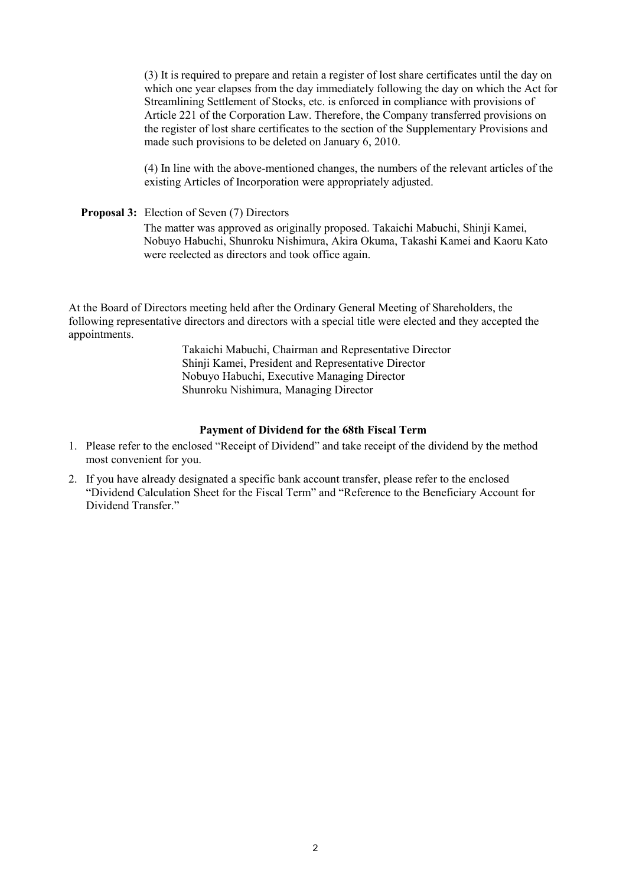(3) It is required to prepare and retain a register of lost share certificates until the day on which one year elapses from the day immediately following the day on which the Act for Streamlining Settlement of Stocks, etc. is enforced in compliance with provisions of Article 221 of the Corporation Law. Therefore, the Company transferred provisions on the register of lost share certificates to the section of the Supplementary Provisions and made such provisions to be deleted on January 6, 2010.

(4) In line with the above-mentioned changes, the numbers of the relevant articles of the existing Articles of Incorporation were appropriately adjusted.

**Proposal 3:** Election of Seven (7) Directors

The matter was approved as originally proposed. Takaichi Mabuchi, Shinji Kamei, Nobuyo Habuchi, Shunroku Nishimura, Akira Okuma, Takashi Kamei and Kaoru Kato were reelected as directors and took office again.

At the Board of Directors meeting held after the Ordinary General Meeting of Shareholders, the following representative directors and directors with a special title were elected and they accepted the appointments.

Takaichi Mabuchi, Chairman and Representative Director
Shinji Kamei, President and Representative Director
Nobuyo Habuchi, Executive Managing Director
Shunroku Nishimura, Managing Director

## Payment of Dividend for the 68th Fiscal Term

1. Please refer to the enclosed "Receipt of Dividend" and take receipt of the dividend by the method most convenient for you.
2. If you have already designated a specific bank account transfer, please refer to the enclosed "Dividend Calculation Sheet for the Fiscal Term" and "Reference to the Beneficiary Account for Dividend Transfer."